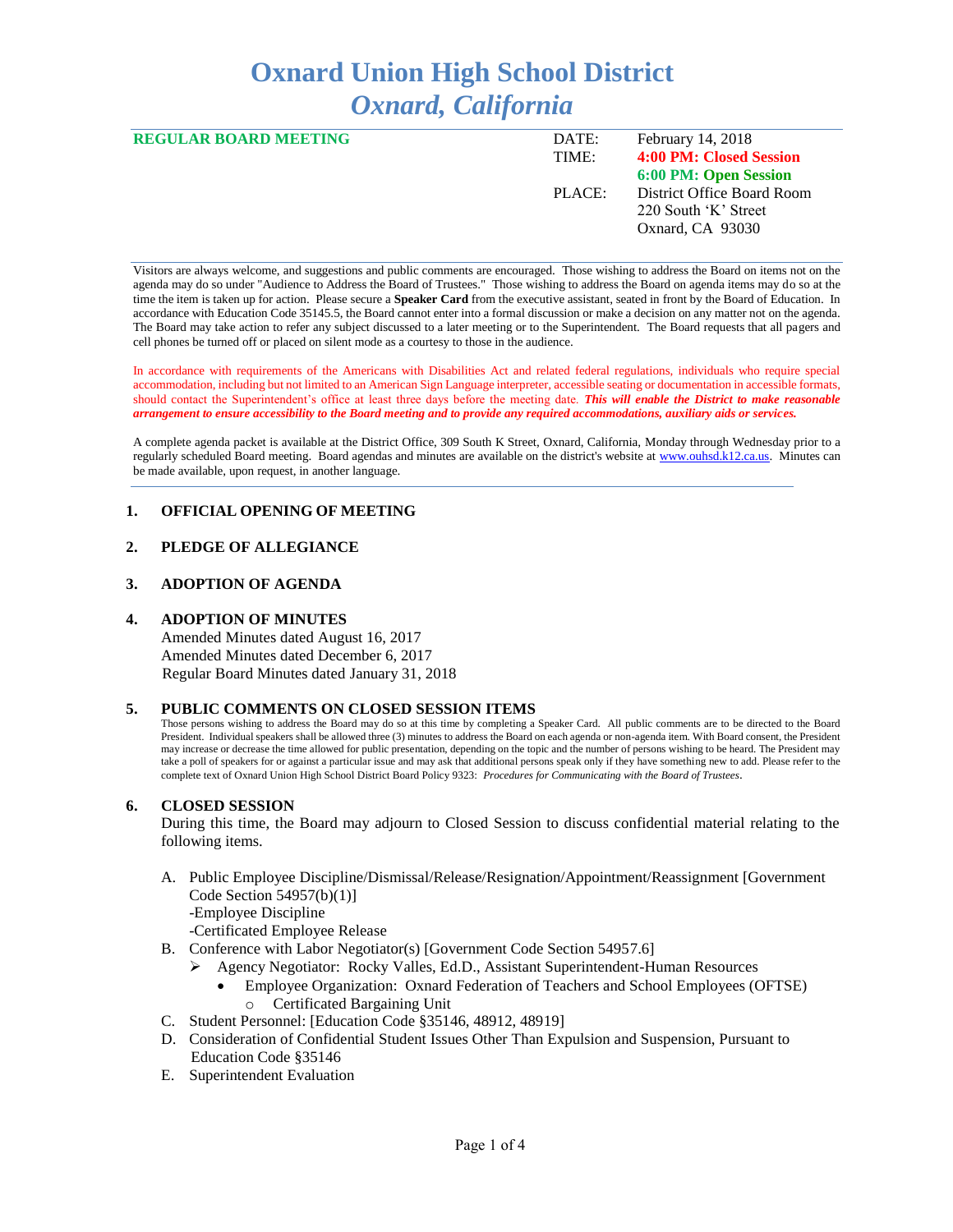# Oxnard Union High School District
## *Oxnard, California*

| **REGULAR BOARD MEETING** | DATE: | February 14, 2018 |
|---|---|---|
| | TIME: | **4:00 PM: Closed Session** |
| | | **6:00 PM: Open Session** |
| | PLACE: | District Office Board Room |
| | | 220 South 'K' Street |
| | | Oxnard, CA 93030 |

Visitors are always welcome, and suggestions and public comments are encouraged. Those wishing to address the Board on items not on the agenda may do so under "Audience to Address the Board of Trustees." Those wishing to address the Board on agenda items may do so at the time the item is taken up for action. Please secure a **Speaker Card** from the executive assistant, seated in front by the Board of Education. In accordance with Education Code 35145.5, the Board cannot enter into a formal discussion or make a decision on any matter not on the agenda. The Board may take action to refer any subject discussed to a later meeting or to the Superintendent. The Board requests that all pagers and cell phones be turned off or placed on silent mode as a courtesy to those in the audience.

In accordance with requirements of the Americans with Disabilities Act and related federal regulations, individuals who require special accommodation, including but not limited to an American Sign Language interpreter, accessible seating or documentation in accessible formats, should contact the Superintendent's office at least three days before the meeting date. ***This will enable the District to make reasonable arrangement to ensure accessibility to the Board meeting and to provide any required accommodations, auxiliary aids or services.***

A complete agenda packet is available at the District Office, 309 South K Street, Oxnard, California, Monday through Wednesday prior to a regularly scheduled Board meeting. Board agendas and minutes are available on the district's website at www.ouhsd.k12.ca.us. Minutes can be made available, upon request, in another language.

### 1. OFFICIAL OPENING OF MEETING

### 2. PLEDGE OF ALLEGIANCE

### 3. ADOPTION OF AGENDA

### 4. ADOPTION OF MINUTES

Amended Minutes dated August 16, 2017
Amended Minutes dated December 6, 2017
Regular Board Minutes dated January 31, 2018

### 5. PUBLIC COMMENTS ON CLOSED SESSION ITEMS

Those persons wishing to address the Board may do so at this time by completing a Speaker Card. All public comments are to be directed to the Board President. Individual speakers shall be allowed three (3) minutes to address the Board on each agenda or non-agenda item. With Board consent, the President may increase or decrease the time allowed for public presentation, depending on the topic and the number of persons wishing to be heard. The President may take a poll of speakers for or against a particular issue and may ask that additional persons speak only if they have something new to add. Please refer to the complete text of Oxnard Union High School District Board Policy 9323: *Procedures for Communicating with the Board of Trustees*.

### 6. CLOSED SESSION

During this time, the Board may adjourn to Closed Session to discuss confidential material relating to the following items.

A. Public Employee Discipline/Dismissal/Release/Resignation/Appointment/Reassignment [Government Code Section 54957(b)(1)]
   - -Employee Discipline
   - -Certificated Employee Release

B. Conference with Labor Negotiator(s) [Government Code Section 54957.6]
   - Agency Negotiator: Rocky Valles, Ed.D., Assistant Superintendent-Human Resources
     - Employee Organization: Oxnard Federation of Teachers and School Employees (OFTSE)
       - Certificated Bargaining Unit

C. Student Personnel: [Education Code §35146, 48912, 48919]

D. Consideration of Confidential Student Issues Other Than Expulsion and Suspension, Pursuant to Education Code §35146

E. Superintendent Evaluation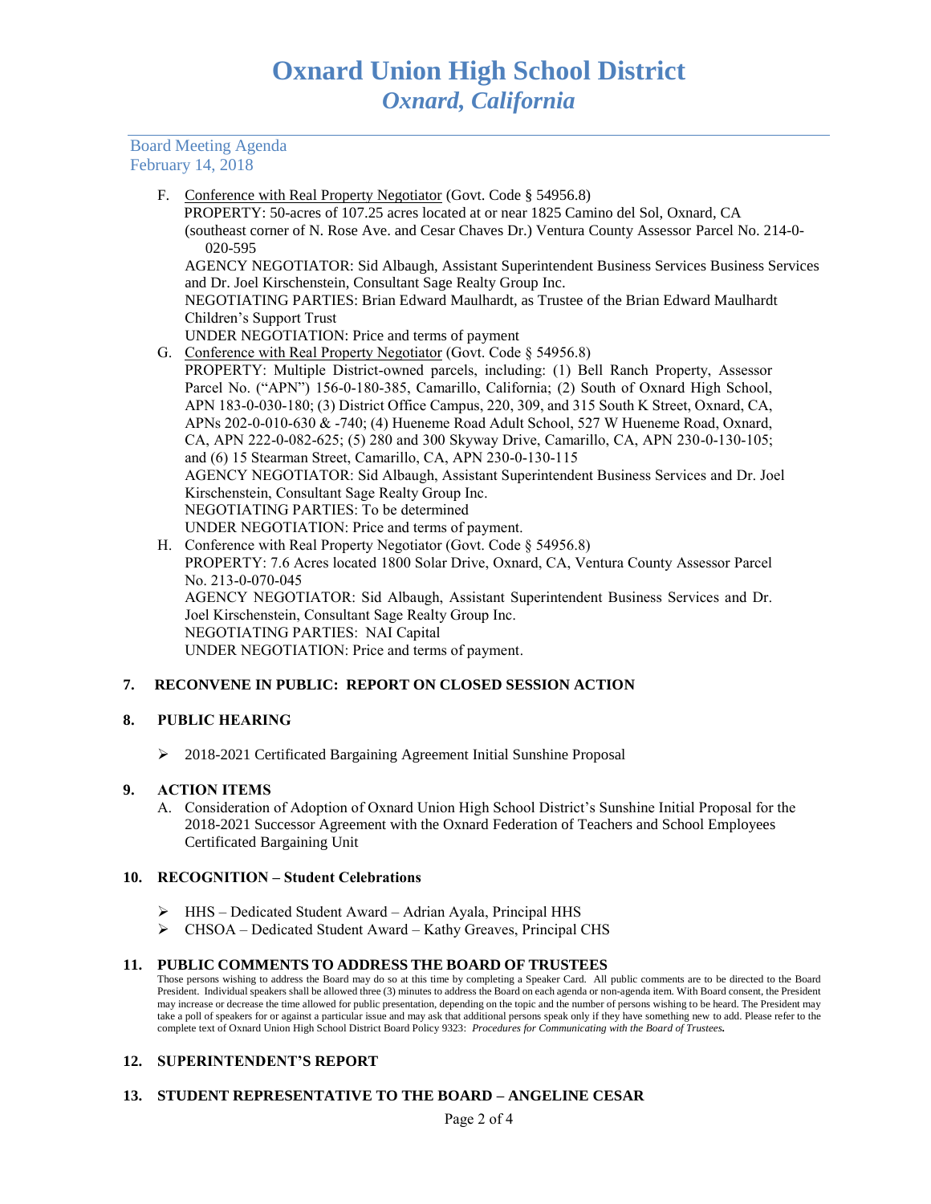Board Meeting Agenda
February 14, 2018

F. Conference with Real Property Negotiator (Govt. Code § 54956.8)
PROPERTY: 50-acres of 107.25 acres located at or near 1825 Camino del Sol, Oxnard, CA (southeast corner of N. Rose Ave. and Cesar Chaves Dr.) Ventura County Assessor Parcel No. 214-0-020-595
AGENCY NEGOTIATOR: Sid Albaugh, Assistant Superintendent Business Services Business Services and Dr. Joel Kirschenstein, Consultant Sage Realty Group Inc.
NEGOTIATING PARTIES: Brian Edward Maulhardt, as Trustee of the Brian Edward Maulhardt Children's Support Trust
UNDER NEGOTIATION: Price and terms of payment

G. Conference with Real Property Negotiator (Govt. Code § 54956.8)
PROPERTY: Multiple District-owned parcels, including: (1) Bell Ranch Property, Assessor Parcel No. ("APN") 156-0-180-385, Camarillo, California; (2) South of Oxnard High School, APN 183-0-030-180; (3) District Office Campus, 220, 309, and 315 South K Street, Oxnard, CA, APNs 202-0-010-630 & -740; (4) Hueneme Road Adult School, 527 W Hueneme Road, Oxnard, CA, APN 222-0-082-625; (5) 280 and 300 Skyway Drive, Camarillo, CA, APN 230-0-130-105; and (6) 15 Stearman Street, Camarillo, CA, APN 230-0-130-115
AGENCY NEGOTIATOR: Sid Albaugh, Assistant Superintendent Business Services and Dr. Joel Kirschenstein, Consultant Sage Realty Group Inc.
NEGOTIATING PARTIES: To be determined
UNDER NEGOTIATION: Price and terms of payment.

H. Conference with Real Property Negotiator (Govt. Code § 54956.8)
PROPERTY: 7.6 Acres located 1800 Solar Drive, Oxnard, CA, Ventura County Assessor Parcel No. 213-0-070-045
AGENCY NEGOTIATOR: Sid Albaugh, Assistant Superintendent Business Services and Dr. Joel Kirschenstein, Consultant Sage Realty Group Inc.
NEGOTIATING PARTIES: NAI Capital
UNDER NEGOTIATION: Price and terms of payment.

## 7. RECONVENE IN PUBLIC: REPORT ON CLOSED SESSION ACTION

## 8. PUBLIC HEARING

- 2018-2021 Certificated Bargaining Agreement Initial Sunshine Proposal

## 9. ACTION ITEMS

A. Consideration of Adoption of Oxnard Union High School District's Sunshine Initial Proposal for the 2018-2021 Successor Agreement with the Oxnard Federation of Teachers and School Employees Certificated Bargaining Unit

## 10. RECOGNITION – Student Celebrations

- HHS – Dedicated Student Award – Adrian Ayala, Principal HHS
- CHSOA – Dedicated Student Award – Kathy Greaves, Principal CHS

## 11. PUBLIC COMMENTS TO ADDRESS THE BOARD OF TRUSTEES

Those persons wishing to address the Board may do so at this time by completing a Speaker Card. All public comments are to be directed to the Board President. Individual speakers shall be allowed three (3) minutes to address the Board on each agenda or non-agenda item. With Board consent, the President may increase or decrease the time allowed for public presentation, depending on the topic and the number of persons wishing to be heard. The President may take a poll of speakers for or against a particular issue and may ask that additional persons speak only if they have something new to add. Please refer to the complete text of Oxnard Union High School District Board Policy 9323: *Procedures for Communicating with the Board of Trustees.*

## 12. SUPERINTENDENT'S REPORT

## 13. STUDENT REPRESENTATIVE TO THE BOARD – ANGELINE CESAR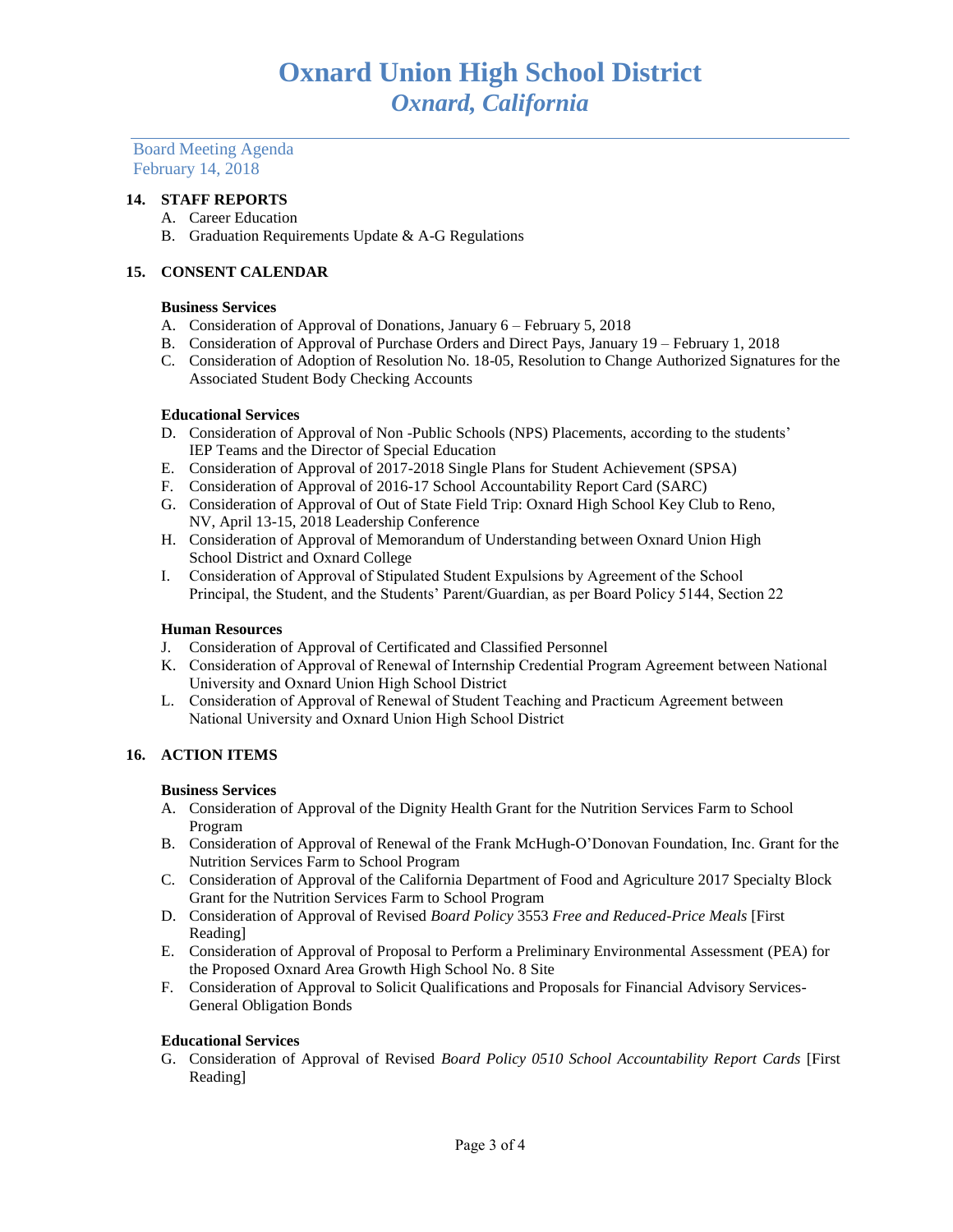# Oxnard Union High School District
## *Oxnard, California*

Board Meeting Agenda
February 14, 2018

**14. STAFF REPORTS**

A. Career Education
B. Graduation Requirements Update & A-G Regulations

**15. CONSENT CALENDAR**

**Business Services**

A. Consideration of Approval of Donations, January 6 – February 5, 2018
B. Consideration of Approval of Purchase Orders and Direct Pays, January 19 – February 1, 2018
C. Consideration of Adoption of Resolution No. 18-05, Resolution to Change Authorized Signatures for the Associated Student Body Checking Accounts

**Educational Services**

D. Consideration of Approval of Non -Public Schools (NPS) Placements, according to the students' IEP Teams and the Director of Special Education
E. Consideration of Approval of 2017-2018 Single Plans for Student Achievement (SPSA)
F. Consideration of Approval of 2016-17 School Accountability Report Card (SARC)
G. Consideration of Approval of Out of State Field Trip: Oxnard High School Key Club to Reno, NV, April 13-15, 2018 Leadership Conference
H. Consideration of Approval of Memorandum of Understanding between Oxnard Union High School District and Oxnard College
I. Consideration of Approval of Stipulated Student Expulsions by Agreement of the School Principal, the Student, and the Students' Parent/Guardian, as per Board Policy 5144, Section 22

**Human Resources**

J. Consideration of Approval of Certificated and Classified Personnel
K. Consideration of Approval of Renewal of Internship Credential Program Agreement between National University and Oxnard Union High School District
L. Consideration of Approval of Renewal of Student Teaching and Practicum Agreement between National University and Oxnard Union High School District

**16. ACTION ITEMS**

**Business Services**

A. Consideration of Approval of the Dignity Health Grant for the Nutrition Services Farm to School Program
B. Consideration of Approval of Renewal of the Frank McHugh-O'Donovan Foundation, Inc. Grant for the Nutrition Services Farm to School Program
C. Consideration of Approval of the California Department of Food and Agriculture 2017 Specialty Block Grant for the Nutrition Services Farm to School Program
D. Consideration of Approval of Revised *Board Policy* 3553 *Free and Reduced-Price Meals* [First Reading]
E. Consideration of Approval of Proposal to Perform a Preliminary Environmental Assessment (PEA) for the Proposed Oxnard Area Growth High School No. 8 Site
F. Consideration of Approval to Solicit Qualifications and Proposals for Financial Advisory Services-General Obligation Bonds

**Educational Services**

G. Consideration of Approval of Revised *Board Policy 0510 School Accountability Report Cards* [First Reading]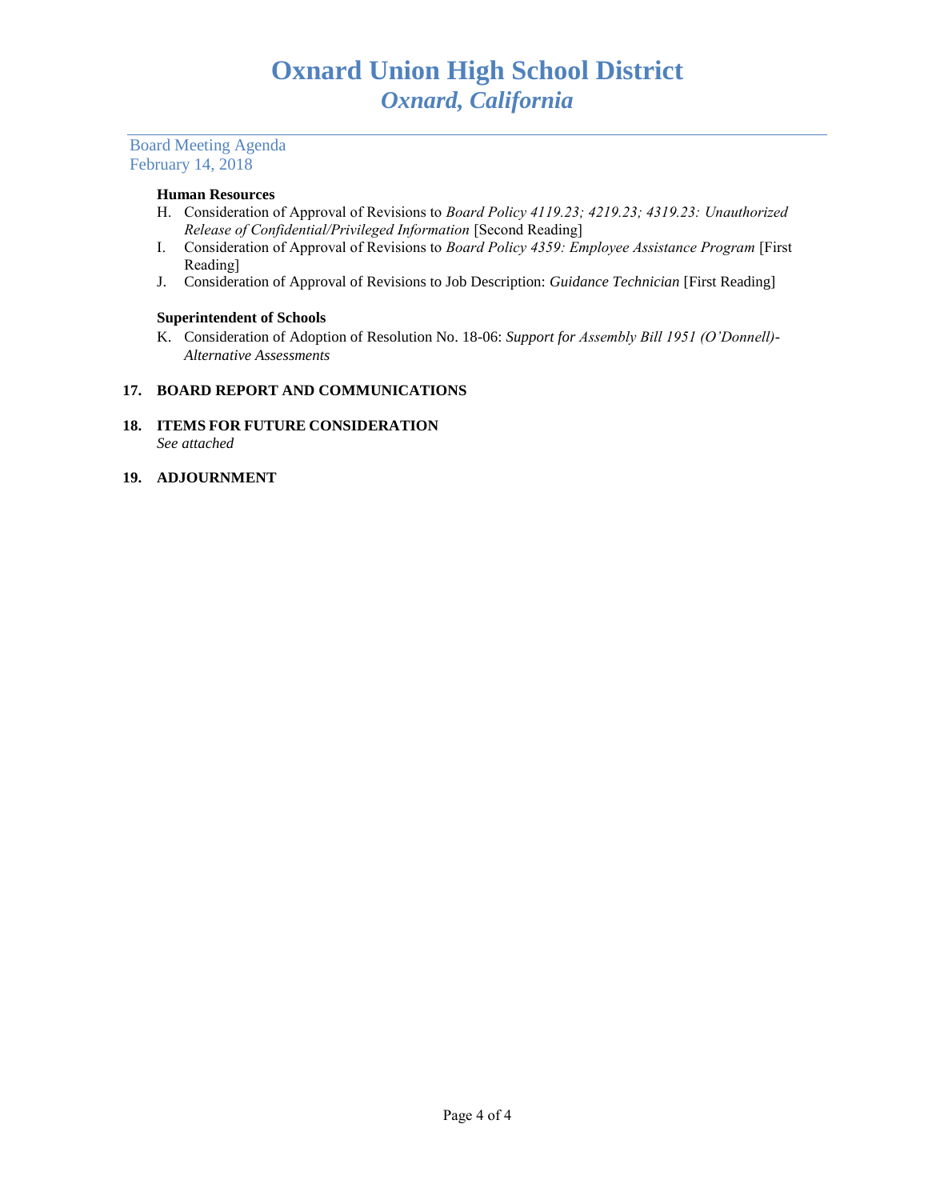**Human Resources**

H. Consideration of Approval of Revisions to *Board Policy 4119.23; 4219.23; 4319.23: Unauthorized Release of Confidential/Privileged Information* [Second Reading]

I. Consideration of Approval of Revisions to *Board Policy 4359: Employee Assistance Program* [First Reading]

J. Consideration of Approval of Revisions to Job Description: *Guidance Technician* [First Reading]

**Superintendent of Schools**

K. Consideration of Adoption of Resolution No. 18-06: *Support for Assembly Bill 1951 (O'Donnell)- Alternative Assessments*

**17. BOARD REPORT AND COMMUNICATIONS**

**18. ITEMS FOR FUTURE CONSIDERATION**

*See attached*

**19. ADJOURNMENT**